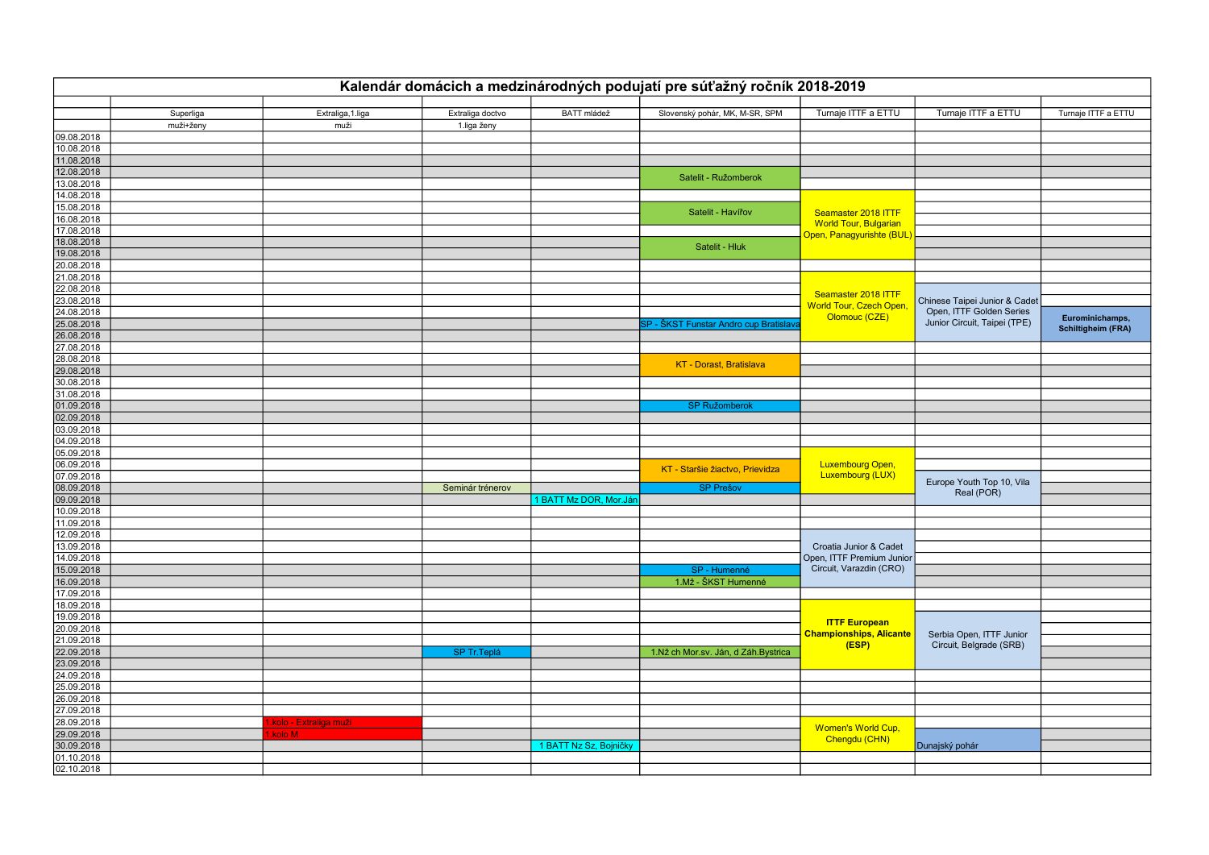# Kalendár domácich a medzinárodných podujatí pre súťažný ročník 2018-2019

| | Superliga | Extraliga,1.liga | Extraliga doctvo | BATT mládež | Slovenský pohár, MK, M-SR, SPM | Turnaje ITTF a ETTU | Turnaje ITTF a ETTU | Turnaje ITTF a ETTU |
|---|---|---|---|---|---|---|---|---|
| | muži+ženy | muži | 1.liga ženy | | | | | |
| 09.08.2018 | | | | | | | | |
| 10.08.2018 | | | | | | | | |
| 11.08.2018 | | | | | | | | |
| 12.08.2018 | | | | | Satelit - Ružomberok | | | |
| 13.08.2018 | | | | | | | | |
| 14.08.2018 | | | | | | Seamaster 2018 ITTF World Tour, Bulgarian Open, Panagyurishte (BUL) | | |
| 15.08.2018 | | | | | Satelit - Havířov | | | |
| 16.08.2018 | | | | | | | | |
| 17.08.2018 | | | | | | | | |
| 18.08.2018 | | | | | Satelit - Hluk | | | |
| 19.08.2018 | | | | | | | | |
| 20.08.2018 | | | | | | | | |
| 21.08.2018 | | | | | | | | |
| 22.08.2018 | | | | | | Seamaster 2018 ITTF World Tour, Czech Open, Olomouc (CZE) | Chinese Taipei Junior & Cadet Open, ITTF Golden Series Junior Circuit, Taipei (TPE) | |
| 23.08.2018 | | | | | | | | |
| 24.08.2018 | | | | | | | | **Eurominichamps, Schiltigheim (FRA)** |
| 25.08.2018 | | | | | SP - ŠKST Funstar Andro cup Bratislava | | | |
| 26.08.2018 | | | | | | | | |
| 27.08.2018 | | | | | | | | |
| 28.08.2018 | | | | | KT - Dorast, Bratislava | | | |
| 29.08.2018 | | | | | | | | |
| 30.08.2018 | | | | | | | | |
| 31.08.2018 | | | | | | | | |
| 01.09.2018 | | | | | SP Ružomberok | | | |
| 02.09.2018 | | | | | | | | |
| 03.09.2018 | | | | | | | | |
| 04.09.2018 | | | | | | | | |
| 05.09.2018 | | | | | | Luxembourg Open, Luxembourg (LUX) | | |
| 06.09.2018 | | | | | KT - Staršie žiactvo, Prievidza | | | |
| 07.09.2018 | | | | | | | Europe Youth Top 10, Vila Real (POR) | |
| 08.09.2018 | | | Seminár trénerov | | SP Prešov | | | |
| 09.09.2018 | | | | 1 BATT Mz DOR, Mor.Ján | | | | |
| 10.09.2018 | | | | | | | | |
| 11.09.2018 | | | | | | | | |
| 12.09.2018 | | | | | | Croatia Junior & Cadet Open, ITTF Premium Junior Circuit, Varazdin (CRO) | | |
| 13.09.2018 | | | | | | | | |
| 14.09.2018 | | | | | | | | |
| 15.09.2018 | | | | | SP - Humenné | | | |
| 16.09.2018 | | | | | 1.Mž - ŠKST Humenné | | | |
| 17.09.2018 | | | | | | | | |
| 18.09.2018 | | | | | | **ITTF European Championships, Alicante (ESP)** | | |
| 19.09.2018 | | | | | | | Serbia Open, ITTF Junior Circuit, Belgrade (SRB) | |
| 20.09.2018 | | | | | | | | |
| 21.09.2018 | | | | | | | | |
| 22.09.2018 | | | SP Tr.Teplá | | 1.Nž ch Mor.sv. Ján, d Záh.Bystrica | | | |
| 23.09.2018 | | | | | | | | |
| 24.09.2018 | | | | | | | | |
| 25.09.2018 | | | | | | | | |
| 26.09.2018 | | | | | | | | |
| 27.09.2018 | | | | | | | | |
| 28.09.2018 | | 1.kolo - Extraliga muži | | | | Women's World Cup, Chengdu (CHN) | | |
| 29.09.2018 | | 1.kolo M | | | | | Dunajský pohár | |
| 30.09.2018 | | | | 1 BATT Nz Sz, Bojničky | | | | |
| 01.10.2018 | | | | | | | | |
| 02.10.2018 | | | | | | | | |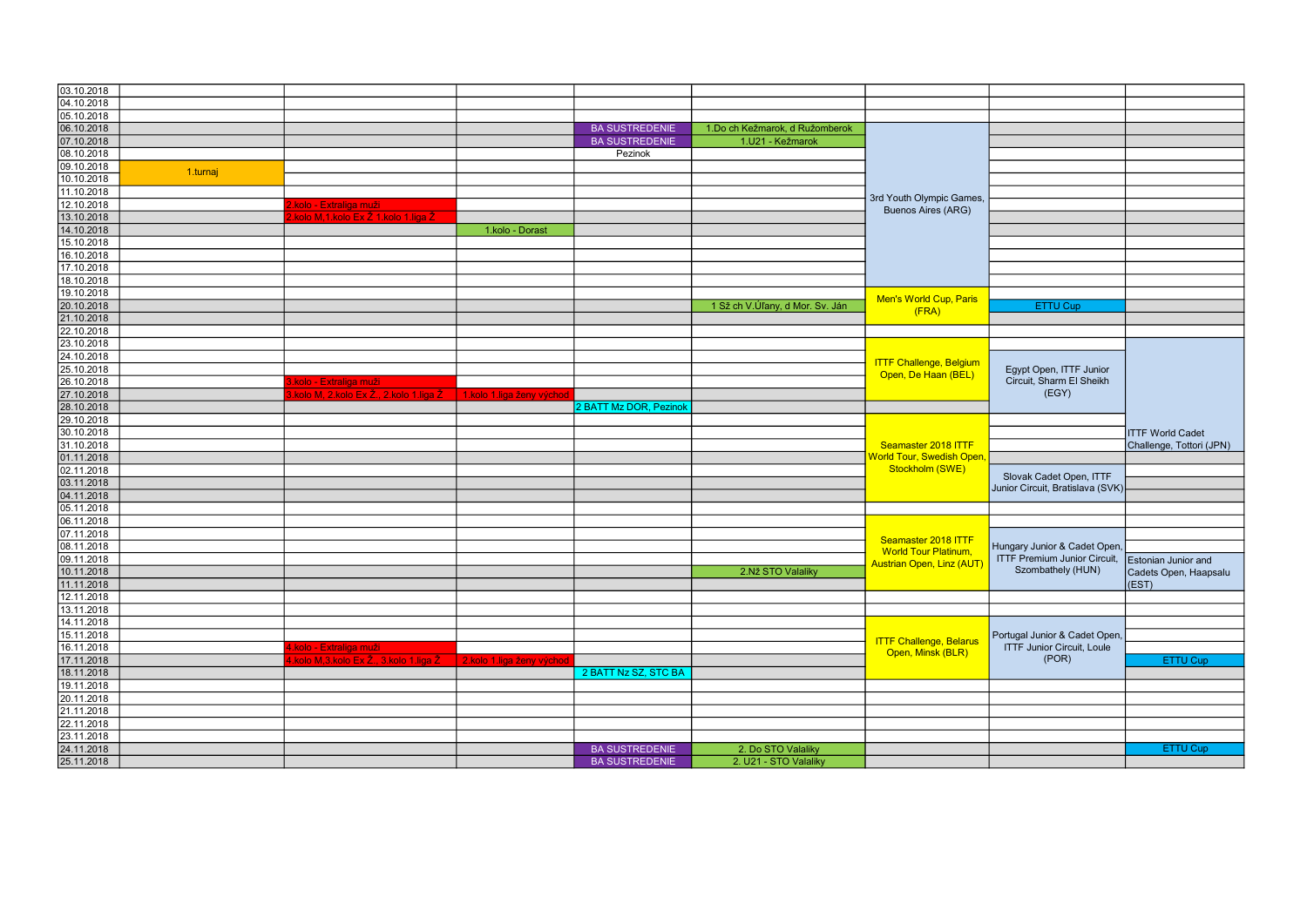| Date | | | | | | | | |
|---|---|---|---|---|---|---|---|---|
| 03.10.2018 | | | | | | | | |
| 04.10.2018 | | | | | | | | |
| 05.10.2018 | | | | | | | | |
| 06.10.2018 | | | | BA SUSTREDENIE | 1.Do ch Kežmarok, d Ružomberok | 3rd Youth Olympic Games, Buenos Aires (ARG) | | |
| 07.10.2018 | | | | BA SUSTREDENIE | 1.U21 - Kežmarok | | | |
| 08.10.2018 | | | | Pezinok | | | | |
| 09.10.2018 | 1.turnaj | | | | | | | |
| 10.10.2018 | | | | | | | | |
| 11.10.2018 | | | | | | | | |
| 12.10.2018 | | 2.kolo - Extraliga muži | | | | | | |
| 13.10.2018 | | 2.kolo M,1.kolo Ex Ž,1.kolo 1.liga Ž | | | | | | |
| 14.10.2018 | | | 1.kolo - Dorast | | | | | |
| 15.10.2018 | | | | | | | | |
| 16.10.2018 | | | | | | | | |
| 17.10.2018 | | | | | | | | |
| 18.10.2018 | | | | | | | | |
| 19.10.2018 | | | | | | Men's World Cup, Paris (FRA) | | |
| 20.10.2018 | | | | | 1 Sž ch V.Ůľany, d Mor. Sv. Ján | | ETTU Cup | |
| 21.10.2018 | | | | | | | | |
| 22.10.2018 | | | | | | | | |
| 23.10.2018 | | | | | | | | ITTF World Cadet Challenge, Tottori (JPN) |
| 24.10.2018 | | | | | | ITTF Challenge, Belgium Open, De Haan (BEL) | Egypt Open, ITTF Junior Circuit, Sharm El Sheikh (EGY) | |
| 25.10.2018 | | | | | | | | |
| 26.10.2018 | | 3.kolo - Extraliga muži | | | | | | |
| 27.10.2018 | | 3.kolo M, 2.kolo Ex Ž,, 2.kolo 1.liga Ž | 1.kolo 1.liga ženy východ | | | | | |
| 28.10.2018 | | | | 2 BATT Mz DOR, Pezinok | | | | |
| 29.10.2018 | | | | | | Seamaster 2018 ITTF World Tour, Swedish Open, Stockholm (SWE) | | |
| 30.10.2018 | | | | | | | | |
| 31.10.2018 | | | | | | | | |
| 01.11.2018 | | | | | | | | |
| 02.11.2018 | | | | | | | Slovak Cadet Open, ITTF Junior Circuit, Bratislava (SVK) | |
| 03.11.2018 | | | | | | | | |
| 04.11.2018 | | | | | | | | |
| 05.11.2018 | | | | | | | | |
| 06.11.2018 | | | | | | | | |
| 07.11.2018 | | | | | | Seamaster 2018 ITTF World Tour Platinum, Austrian Open, Linz (AUT) | Hungary Junior & Cadet Open, ITTF Premium Junior Circuit, Szombathely (HUN) | |
| 08.11.2018 | | | | | | | | |
| 09.11.2018 | | | | | | | | Estonian Junior and Cadets Open, Haapsalu (EST) |
| 10.11.2018 | | | | | 2.Nž STO Valaliky | | | |
| 11.11.2018 | | | | | | | | |
| 12.11.2018 | | | | | | | | |
| 13.11.2018 | | | | | | | | |
| 14.11.2018 | | | | | | ITTF Challenge, Belarus Open, Minsk (BLR) | Portugal Junior & Cadet Open, ITTF Junior Circuit, Loule (POR) | |
| 15.11.2018 | | | | | | | | |
| 16.11.2018 | | 4.kolo - Extraliga muži | | | | | | |
| 17.11.2018 | | 4.kolo M,3.kolo Ex Ž , 3.kolo 1.liga Ž | 2.kolo 1.liga ženy východ | | | | | ETTU Cup |
| 18.11.2018 | | | | 2 BATT Nz SZ, STC BA | | | | |
| 19.11.2018 | | | | | | | | |
| 20.11.2018 | | | | | | | | |
| 21.11.2018 | | | | | | | | |
| 22.11.2018 | | | | | | | | |
| 23.11.2018 | | | | | | | | |
| 24.11.2018 | | | | BA SUSTREDENIE | 2. Do STO Valaliky | | | ETTU Cup |
| 25.11.2018 | | | | BA SUSTREDENIE | 2. U21 - STO Valaliky | | | |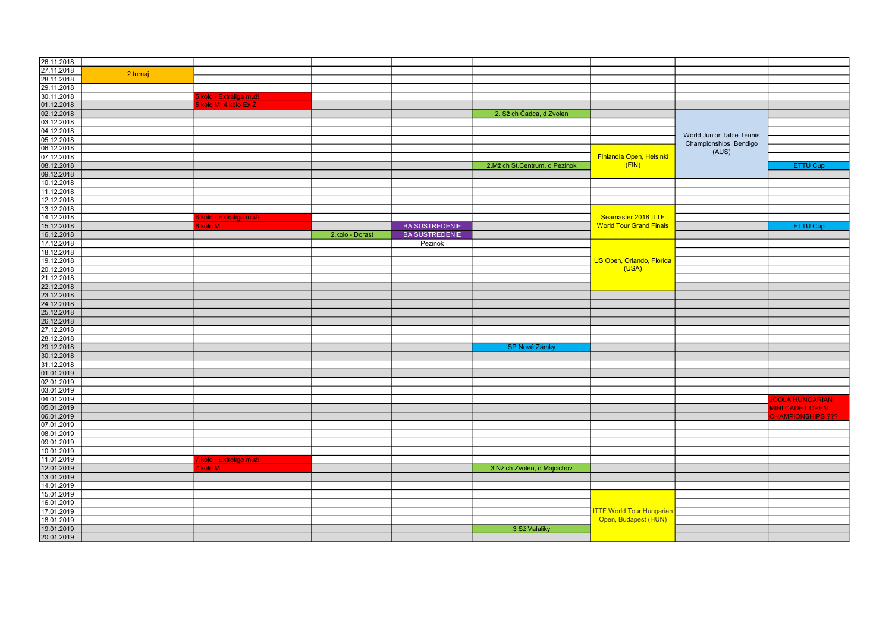| | | | | | | | | |
|---|---|---|---|---|---|---|---|---|
| 26.11.2018 | | | | | | | | |
| 27.11.2018 | 2.turnaj | | | | | | | |
| 28.11.2018 | | | | | | | | |
| 29.11.2018 | | | | | | | | |
| 30.11.2018 | | 5.kolo - Extraliga muži | | | | | | |
| 01.12.2018 | | 5.kolo M, 4.kolo Ex Ž | | | | | | |
| 02.12.2018 | | | | | 2. Sž ch Čadca, d Zvolen | | World Junior Table Tennis Championships, Bendigo (AUS) | |
| 03.12.2018 | | | | | | | | |
| 04.12.2018 | | | | | | | | |
| 05.12.2018 | | | | | | | | |
| 06.12.2018 | | | | | | Finlandia Open, Helsinki (FIN) | | |
| 07.12.2018 | | | | | | | | |
| 08.12.2018 | | | | | 2.Mž ch St.Centrum, d Pezinok | | | ETTU Cup |
| 09.12.2018 | | | | | | | | |
| 10.12.2018 | | | | | | | | |
| 11.12.2018 | | | | | | | | |
| 12.12.2018 | | | | | | | | |
| 13.12.2018 | | | | | | Seamaster 2018 ITTF World Tour Grand Finals | | |
| 14.12.2018 | | 6.kolo - Extraliga muži | | | | | | |
| 15.12.2018 | | 6.kolo M | | BA SUSTREDENIE | | | | ETTU Cup |
| 16.12.2018 | | | 2.kolo - Dorast | BA SUSTREDENIE | | | | |
| 17.12.2018 | | | | Pezinok | | US Open, Orlando, Florida (USA) | | |
| 18.12.2018 | | | | | | | | |
| 19.12.2018 | | | | | | | | |
| 20.12.2018 | | | | | | | | |
| 21.12.2018 | | | | | | | | |
| 22.12.2018 | | | | | | | | |
| 23.12.2018 | | | | | | | | |
| 24.12.2018 | | | | | | | | |
| 25.12.2018 | | | | | | | | |
| 26.12.2018 | | | | | | | | |
| 27.12.2018 | | | | | | | | |
| 28.12.2018 | | | | | | | | |
| 29.12.2018 | | | | | SP Nové Zámky | | | |
| 30.12.2018 | | | | | | | | |
| 31.12.2018 | | | | | | | | |
| 01.01.2019 | | | | | | | | |
| 02.01.2019 | | | | | | | | |
| 03.01.2019 | | | | | | | | |
| 04.01.2019 | | | | | | | | JOOLA HUNGARIAN MINI CADET OPEN CHAMPIONSHIPS ??? |
| 05.01.2019 | | | | | | | | |
| 06.01.2019 | | | | | | | | |
| 07.01.2019 | | | | | | | | |
| 08.01.2019 | | | | | | | | |
| 09.01.2019 | | | | | | | | |
| 10.01.2019 | | | | | | | | |
| 11.01.2019 | | 7.kolo - Extraliga muži | | | | | | |
| 12.01.2019 | | 7.kolo M | | | 3.Nž ch Zvolen, d Majcichov | | | |
| 13.01.2019 | | | | | | | | |
| 14.01.2019 | | | | | | | | |
| 15.01.2019 | | | | | | ITTF World Tour Hungarian Open, Budapest (HUN) | | |
| 16.01.2019 | | | | | | | | |
| 17.01.2019 | | | | | | | | |
| 18.01.2019 | | | | | | | | |
| 19.01.2019 | | | | | 3 Sž Valaliky | | | |
| 20.01.2019 | | | | | | | | |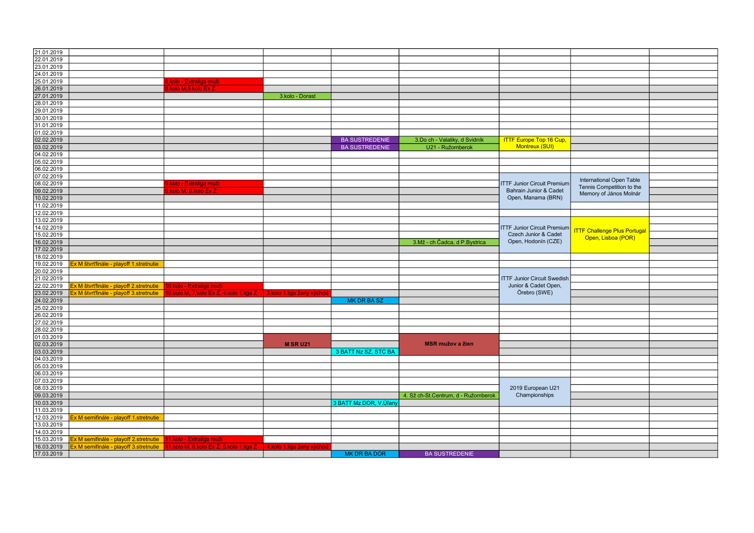| Date | | | | | | | | |
|---|---|---|---|---|---|---|---|---|
| 21.01.2019 | | | | | | | | |
| 22.01.2019 | | | | | | | | |
| 23.01.2019 | | | | | | | | |
| 24.01.2019 | | | | | | | | |
| 25.01.2019 | | 8.kolo - Extraliga muži | | | | | | |
| 26.01.2019 | | 8.kolo M,5.kolo Ex Ž | | | | | | |
| 27.01.2019 | | | 3.kolo - Dorast | | | | | |
| 28.01.2019 | | | | | | | | |
| 29.01.2019 | | | | | | | | |
| 30.01.2019 | | | | | | | | |
| 31.01.2019 | | | | | | | | |
| 01.02.2019 | | | | | | | | |
| 02.02.2019 | | | | BA SUSTREDENIE | 3.Do ch - Valaliky, d Svidník | ITTF Europe Top 16 Cup, Montreux (SUI) | | |
| 03.02.2019 | | | | BA SUSTREDENIE | U21 - Ružomberok | | | |
| 04.02.2019 | | | | | | | | |
| 05.02.2019 | | | | | | | | |
| 06.02.2019 | | | | | | | | |
| 07.02.2019 | | | | | | | International Open Table Tennis Competition to the Memory of János Molnár | |
| 08.02.2019 | | 9.kolo - Extraliga muži | | | | ITTF Junior Circuit Premium Bahrain Junior & Cadet Open, Manama (BRN) | | |
| 09.02.2019 | | 9.kolo M, 6.kolo Ex Ž | | | | | | |
| 10.02.2019 | | | | | | | | |
| 11.02.2019 | | | | | | | | |
| 12.02.2019 | | | | | | | | |
| 13.02.2019 | | | | | | | | |
| 14.02.2019 | | | | | | ITTF Junior Circuit Premium Czech Junior & Cadet Open, Hodonín (CZE) | ITTF Challenge Plus Portugal Open, Lisboa (POR) | |
| 15.02.2019 | | | | | | | | |
| 16.02.2019 | | | | | 3.Mž - ch Čadca, d P.Bystrica | | | |
| 17.02.2019 | | | | | | | | |
| 18.02.2019 | | | | | | | | |
| 19.02.2019 | Ex M štvrťfinále - playoff 1.stretnutie | | | | | | | |
| 20.02.2019 | | | | | | | | |
| 21.02.2019 | | | | | | ITTF Junior Circuit Swedish Junior & Cadet Open, Örebro (SWE) | | |
| 22.02.2019 | Ex M štvrťfinále - playoff 2.stretnutie | 10.kolo - Extraliga muži | | | | | | |
| 23.02.2019 | Ex M štvrťfinále - playoff 3.stretnutie | 10.kolo M, 7.kolo Ex Ž, 4.kolo 1.liga Ž | 3.kolo 1.liga ženy východ | | | | | |
| 24.02.2019 | | | | MK DR BA SZ | | | | |
| 25.02.2019 | | | | | | | | |
| 26.02.2019 | | | | | | | | |
| 27.02.2019 | | | | | | | | |
| 28.02.2019 | | | | | | | | |
| 01.03.2019 | | | M SR U21 | | MSR mužov a žien | | | |
| 02.03.2019 | | | | | | | | |
| 03.03.2019 | | | | 3 BATT Nz SZ, STC BA | | | | |
| 04.03.2019 | | | | | | | | |
| 05.03.2019 | | | | | | | | |
| 06.03.2019 | | | | | | | | |
| 07.03.2019 | | | | | | | | |
| 08.03.2019 | | | | | | 2019 European U21 Championships | | |
| 09.03.2019 | | | | | 4. Sž ch-St.Centrum, d - Ružomberok | | | |
| 10.03.2019 | | | | 3 BATT Mz DOR, V.Úľany | | | | |
| 11.03.2019 | | | | | | | | |
| 12.03.2019 | Ex M semifinále - playoff 1.stretnutie | | | | | | | |
| 13.03.2019 | | | | | | | | |
| 14.03.2019 | | | | | | | | |
| 15.03.2019 | Ex M semifinále - playoff 2.stretnutie | 11.kolo - Extraliga muži | | | | | | |
| 16.03.2019 | Ex M semifinále - playoff 3.stretnutie | 11.kolo M, 8.kolo Ex Ž, 5.kolo 1.liga Ž | 4.kolo 1.liga ženy východ | | | | | |
| 17.03.2019 | | | | MK DR BA DOR | BA SUSTREDENIE | | | |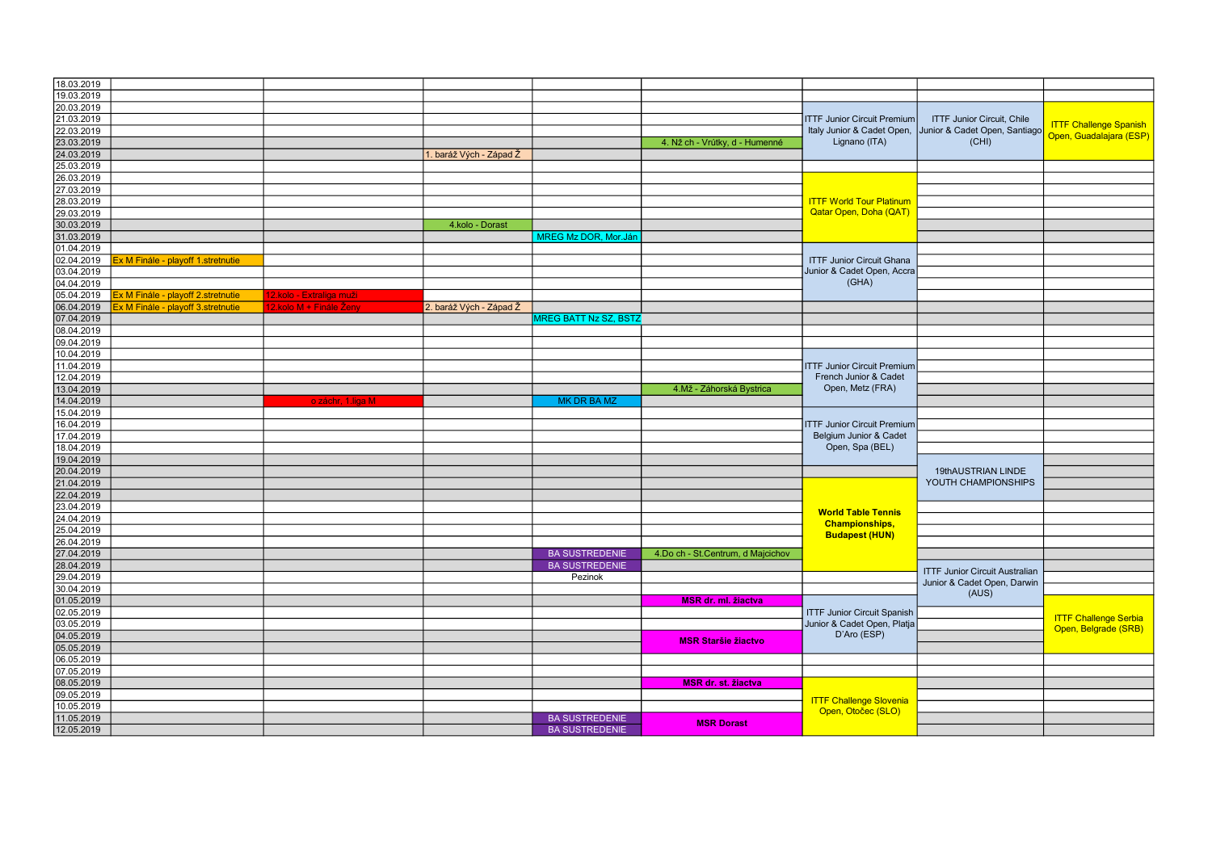| 18.03.2019 | | | | | | | | |
|---|---|---|---|---|---|---|---|---|
| 19.03.2019 | | | | | | | | |
| 20.03.2019 | | | | | | ITTF Junior Circuit Premium Italy Junior & Cadet Open, Lignano (ITA) | ITTF Junior Circuit, Chile Junior & Cadet Open, Santiago (CHI) | ITTF Challenge Spanish Open, Guadalajara (ESP) |
| 21.03.2019 | | | | | | | | |
| 22.03.2019 | | | | | | | | |
| 23.03.2019 | | | | | 4. Nž ch - Vrútky, d - Humenné | | | |
| 24.03.2019 | | | 1. baráž Vých - Západ Ž | | | | | |
| 25.03.2019 | | | | | | | | |
| 26.03.2019 | | | | | | ITTF World Tour Platinum Qatar Open, Doha (QAT) | | |
| 27.03.2019 | | | | | | | | |
| 28.03.2019 | | | | | | | | |
| 29.03.2019 | | | | | | | | |
| 30.03.2019 | | | 4.kolo - Dorast | | | | | |
| 31.03.2019 | | | | MREG Mz DOR, Mor.Ján | | | | |
| 01.04.2019 | | | | | | ITTF Junior Circuit Ghana Junior & Cadet Open, Accra (GHA) | | |
| 02.04.2019 | Ex M Finále - playoff 1.stretnutie | | | | | | | |
| 03.04.2019 | | | | | | | | |
| 04.04.2019 | | | | | | | | |
| 05.04.2019 | Ex M Finále - playoff 2.stretnutie | 12.kolo - Extraliga muži | | | | | | |
| 06.04.2019 | Ex M Finále - playoff 3.stretnutie | 12.kolo M + Finále Ženy | 2. baráž Vých - Západ Ž | | | | | |
| 07.04.2019 | | | | MREG BATT Nz SZ, BSTZ | | | | |
| 08.04.2019 | | | | | | | | |
| 09.04.2019 | | | | | | | | |
| 10.04.2019 | | | | | | ITTF Junior Circuit Premium French Junior & Cadet Open, Metz (FRA) | | |
| 11.04.2019 | | | | | | | | |
| 12.04.2019 | | | | | | | | |
| 13.04.2019 | | | | | 4.Mž - Záhorská Bystrica | | | |
| 14.04.2019 | | o záchr. 1.liga M | | MK DR BA MZ | | | | |
| 15.04.2019 | | | | | | ITTF Junior Circuit Premium Belgium Junior & Cadet Open, Spa (BEL) | | |
| 16.04.2019 | | | | | | | | |
| 17.04.2019 | | | | | | | | |
| 18.04.2019 | | | | | | | | |
| 19.04.2019 | | | | | | | 19thAUSTRIAN LINDE YOUTH CHAMPIONSHIPS | |
| 20.04.2019 | | | | | | | | |
| 21.04.2019 | | | | | | **World Table Tennis Championships, Budapest (HUN)** | | |
| 22.04.2019 | | | | | | | | |
| 23.04.2019 | | | | | | | | |
| 24.04.2019 | | | | | | | | |
| 25.04.2019 | | | | | | | | |
| 26.04.2019 | | | | | | | | |
| 27.04.2019 | | | | BA SUSTREDENIE | 4.Do ch - St.Centrum, d Majcichov | | | |
| 28.04.2019 | | | | BA SUSTREDENIE | | | ITTF Junior Circuit Australian Junior & Cadet Open, Darwin (AUS) | |
| 29.04.2019 | | | | Pezinok | | | | |
| 30.04.2019 | | | | | | | | |
| 01.05.2019 | | | | | **MSR dr. ml. žiactva** | ITTF Junior Circuit Spanish Junior & Cadet Open, Platja D'Aro (ESP) | | ITTF Challenge Serbia Open, Belgrade (SRB) |
| 02.05.2019 | | | | | | | | |
| 03.05.2019 | | | | | | | | |
| 04.05.2019 | | | | | **MSR Staršie žiactvo** | | | |
| 05.05.2019 | | | | | | | | |
| 06.05.2019 | | | | | | | | |
| 07.05.2019 | | | | | | | | |
| 08.05.2019 | | | | | **MSR dr. st. žiactva** | ITTF Challenge Slovenia Open, Otočec (SLO) | | |
| 09.05.2019 | | | | | | | | |
| 10.05.2019 | | | | | | | | |
| 11.05.2019 | | | | BA SUSTREDENIE | **MSR Dorast** | | | |
| 12.05.2019 | | | | BA SUSTREDENIE | | | | |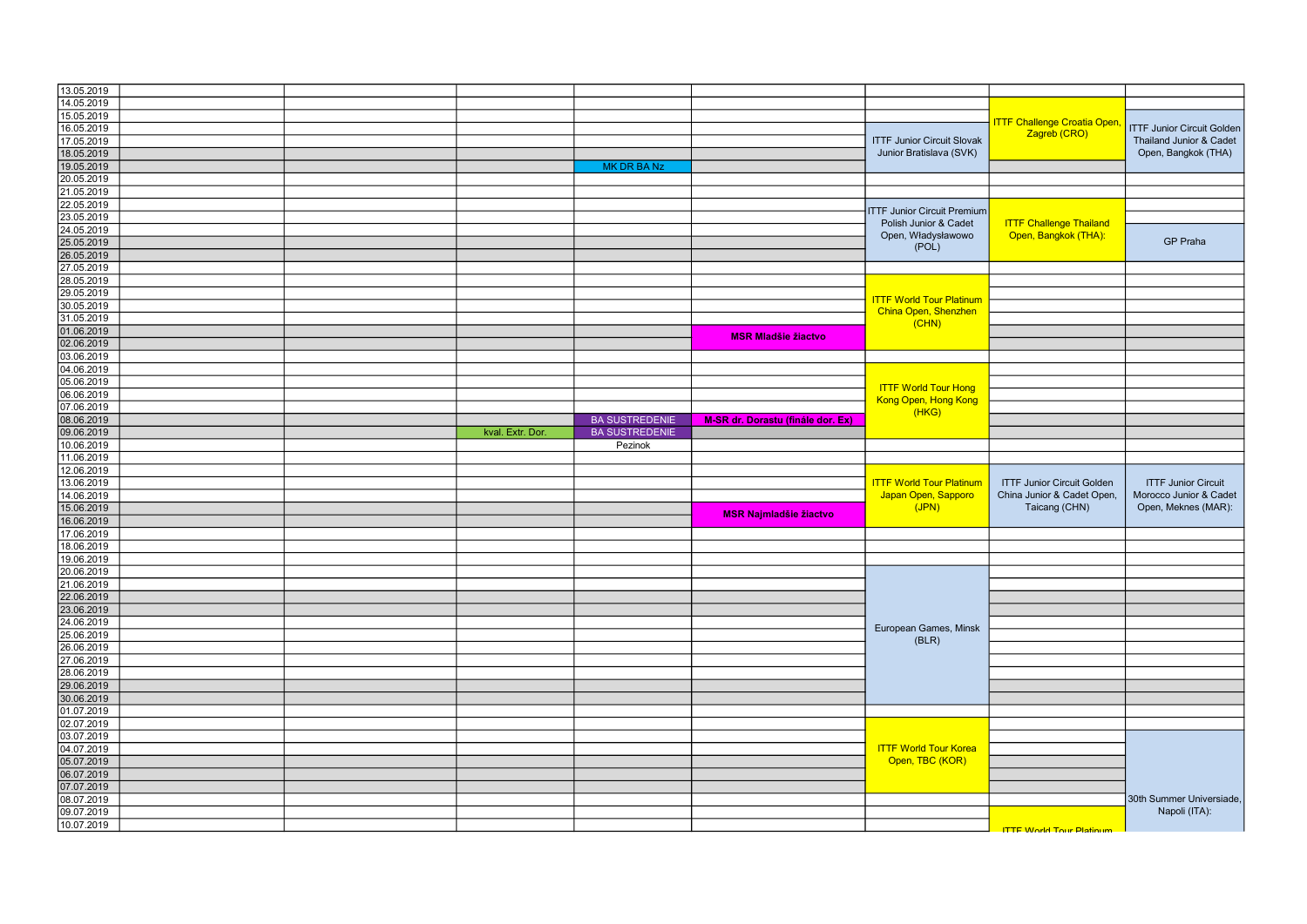| | | | | | | | | |
|---|---|---|---|---|---|---|---|---|
| 13.05.2019 | | | | | | | | |
| 14.05.2019 | | | | | | | | |
| 15.05.2019 | | | | | | | ITTF Challenge Croatia Open, Zagreb (CRO) | |
| 16.05.2019 | | | | | | | | ITTF Junior Circuit Golden Thailand Junior & Cadet Open, Bangkok (THA) |
| 17.05.2019 | | | | | | ITTF Junior Circuit Slovak Junior Bratislava (SVK) | | |
| 18.05.2019 | | | | | | | | |
| 19.05.2019 | | | | MK DR BA Nz | | | | |
| 20.05.2019 | | | | | | | | |
| 21.05.2019 | | | | | | | | |
| 22.05.2019 | | | | | | ITTF Junior Circuit Premium Polish Junior & Cadet Open, Władysławowo (POL) | | |
| 23.05.2019 | | | | | | | ITTF Challenge Thailand Open, Bangkok (THA): | |
| 24.05.2019 | | | | | | | | |
| 25.05.2019 | | | | | | | | GP Praha |
| 26.05.2019 | | | | | | | | |
| 27.05.2019 | | | | | | | | |
| 28.05.2019 | | | | | | | | |
| 29.05.2019 | | | | | | ITTF World Tour Platinum China Open, Shenzhen (CHN) | | |
| 30.05.2019 | | | | | | | | |
| 31.05.2019 | | | | | | | | |
| 01.06.2019 | | | | | **MSR Mladšie žiactvo** | | | |
| 02.06.2019 | | | | | | | | |
| 03.06.2019 | | | | | | | | |
| 04.06.2019 | | | | | | | | |
| 05.06.2019 | | | | | | ITTF World Tour Hong Kong Open, Hong Kong (HKG) | | |
| 06.06.2019 | | | | | | | | |
| 07.06.2019 | | | | | | | | |
| 08.06.2019 | | | | BA SUSTREDENIE | **M-SR dr. Dorastu (finále dor. Ex)** | | | |
| 09.06.2019 | | | kval. Extr. Dor. | BA SUSTREDENIE | | | | |
| 10.06.2019 | | | | Pezinok | | | | |
| 11.06.2019 | | | | | | | | |
| 12.06.2019 | | | | | | | | |
| 13.06.2019 | | | | | | ITTF World Tour Platinum Japan Open, Sapporo (JPN) | ITTF Junior Circuit Golden China Junior & Cadet Open, Taicang (CHN) | ITTF Junior Circuit Morocco Junior & Cadet Open, Meknes (MAR): |
| 14.06.2019 | | | | | | | | |
| 15.06.2019 | | | | | **MSR Najmladšie žiactvo** | | | |
| 16.06.2019 | | | | | | | | |
| 17.06.2019 | | | | | | | | |
| 18.06.2019 | | | | | | | | |
| 19.06.2019 | | | | | | | | |
| 20.06.2019 | | | | | | European Games, Minsk (BLR) | | |
| 21.06.2019 | | | | | | | | |
| 22.06.2019 | | | | | | | | |
| 23.06.2019 | | | | | | | | |
| 24.06.2019 | | | | | | | | |
| 25.06.2019 | | | | | | | | |
| 26.06.2019 | | | | | | | | |
| 27.06.2019 | | | | | | | | |
| 28.06.2019 | | | | | | | | |
| 29.06.2019 | | | | | | | | |
| 30.06.2019 | | | | | | | | |
| 01.07.2019 | | | | | | | | |
| 02.07.2019 | | | | | | ITTF World Tour Korea Open, TBC (KOR) | | |
| 03.07.2019 | | | | | | | | 30th Summer Universiade, Napoli (ITA): |
| 04.07.2019 | | | | | | | | |
| 05.07.2019 | | | | | | | | |
| 06.07.2019 | | | | | | | | |
| 07.07.2019 | | | | | | | | |
| 08.07.2019 | | | | | | | | |
| 09.07.2019 | | | | | | | | |
| 10.07.2019 | | | | | | | ITTF World Tour Platinum | |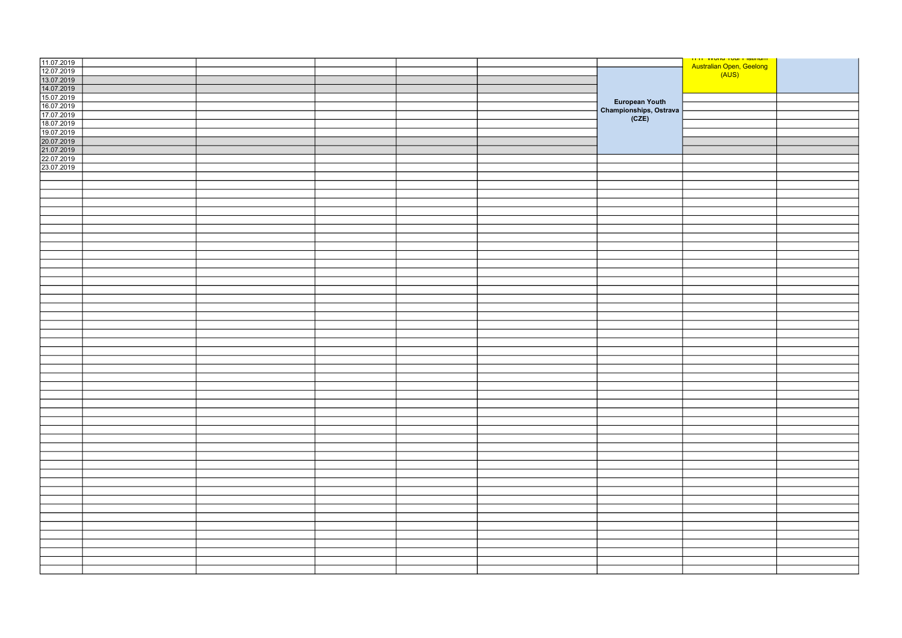| | | | | | | | | |
|---|---|---|---|---|---|---|---|---|
| 11.07.2019 | | | | | | | ITTF World Tour Platinum Australian Open, Geelong (AUS) | |
| 12.07.2019 | | | | | | **European Youth Championships, Ostrava (CZE)** | | |
| 13.07.2019 | | | | | | | | |
| 14.07.2019 | | | | | | | | |
| 15.07.2019 | | | | | | | | |
| 16.07.2019 | | | | | | | | |
| 17.07.2019 | | | | | | | | |
| 18.07.2019 | | | | | | | | |
| 19.07.2019 | | | | | | | | |
| 20.07.2019 | | | | | | | | |
| 21.07.2019 | | | | | | | | |
| 22.07.2019 | | | | | | | | |
| 23.07.2019 | | | | | | | | |